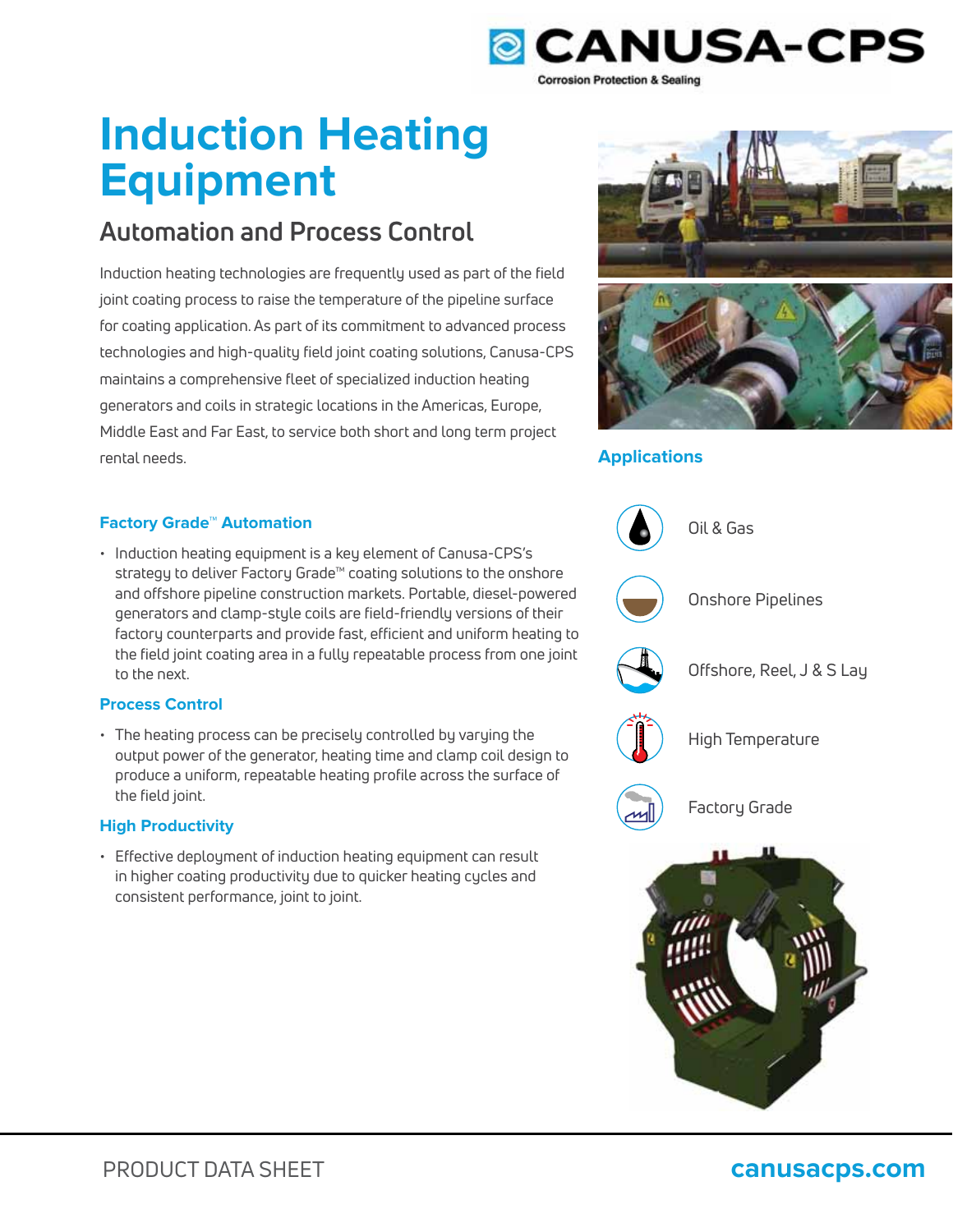CANUSA-CPS

Corrosion Protection & Sealing

# Induction Heating Equipment

## Automation and Process Control

Induction heating technologies are frequently used as part of the field joint coating process to raise the temperature of the pipeline surface for coating application. As part of its commitment to advanced process technologies and high-quality field joint coating solutions, Canusa-CPS maintains a comprehensive fleet of specialized induction heating generators and coils in strategic locations in the Americas, Europe, Middle East and Far East, to service both short and long term project rental needs.

### Factory Grade™ Automation

- Induction heating equipment is a key element of Canusa-CPS's strategy to deliver Factory Grade™ coating solutions to the onshore and offshore pipeline construction markets. Portable, diesel-powered generators and clamp-style coils are field-friendly versions of their factory counterparts and provide fast, efficient and uniform heating to the field joint coating area in a fully repeatable process from one joint to the next.

### Process Control

- The heating process can be precisely controlled by varying the output power of the generator, heating time and clamp coil design to produce a uniform, repeatable heating profile across the surface of the field joint.

### High Productivity

- Effective deployment of induction heating equipment can result in higher coating productivity due to quicker heating cycles and consistent performance, joint to joint.

### Applications

- Oil & Gas
- Onshore Pipelines
- Offshore, Reel, J & S Lay
- High Temperature
- Factory Grade

PRODUCT DATA SHEET

canusacps.com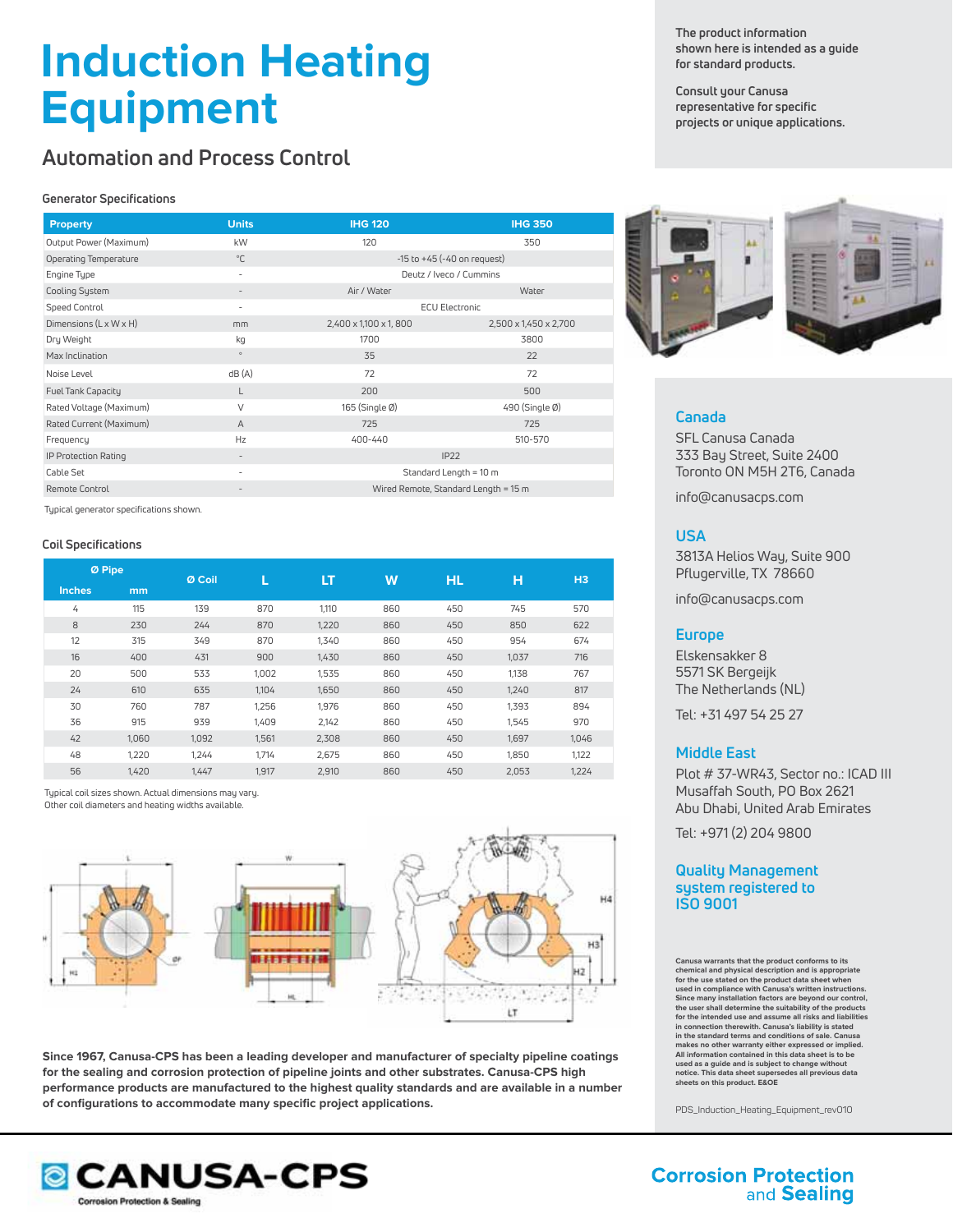# Induction Heating Equipment

## Automation and Process Control

The product information shown here is intended as a guide for standard products.

Consult your Canusa representative for specific projects or unique applications.

### Generator Specifications

| Property | Units | IHG 120 | IHG 350 |
|---|---|---|---|
| Output Power (Maximum) | kW | 120 | 350 |
| Operating Temperature | °C | -15 to +45 (-40 on request) | |
| Engine Type | - | Deutz / Iveco / Cummins | |
| Cooling System | - | Air / Water | Water |
| Speed Control | - | ECU Electronic | |
| Dimensions (L x W x H) | mm | 2,400 x 1,100 x 1, 800 | 2,500 x 1,450 x 2,700 |
| Dry Weight | kg | 1700 | 3800 |
| Max Inclination | ° | 35 | 22 |
| Noise Level | dB (A) | 72 | 72 |
| Fuel Tank Capacity | L | 200 | 500 |
| Rated Voltage (Maximum) | V | 165 (Single Ø) | 490 (Single Ø) |
| Rated Current (Maximum) | A | 725 | 725 |
| Frequency | Hz | 400-440 | 510-570 |
| IP Protection Rating | - | IP22 | |
| Cable Set | - | Standard Length = 10 m | |
| Remote Control | - | Wired Remote, Standard Length = 15 m | |

Typical generator specifications shown.

### Coil Specifications

| Ø Pipe | | Ø Coil | L | LT | W | HL | H | H3 |
|---|---|---|---|---|---|---|---|---|
| Inches | mm | | | | | | | |
| 4 | 115 | 139 | 870 | 1,110 | 860 | 450 | 745 | 570 |
| 8 | 230 | 244 | 870 | 1,220 | 860 | 450 | 850 | 622 |
| 12 | 315 | 349 | 870 | 1,340 | 860 | 450 | 954 | 674 |
| 16 | 400 | 431 | 900 | 1,430 | 860 | 450 | 1,037 | 716 |
| 20 | 500 | 533 | 1,002 | 1,535 | 860 | 450 | 1,138 | 767 |
| 24 | 610 | 635 | 1,104 | 1,650 | 860 | 450 | 1,240 | 817 |
| 30 | 760 | 787 | 1,256 | 1,976 | 860 | 450 | 1,393 | 894 |
| 36 | 915 | 939 | 1,409 | 2,142 | 860 | 450 | 1,545 | 970 |
| 42 | 1,060 | 1,092 | 1,561 | 2,308 | 860 | 450 | 1,697 | 1,046 |
| 48 | 1,220 | 1,244 | 1,714 | 2,675 | 860 | 450 | 1,850 | 1,122 |
| 56 | 1,420 | 1,447 | 1,917 | 2,910 | 860 | 450 | 2,053 | 1,224 |

Typical coil sizes shown. Actual dimensions may vary.
Other coil diameters and heating widths available.

L
W
H
H1
HL
ØP
H4
H3
H2
LT

**Since 1967, Canusa-CPS has been a leading developer and manufacturer of specialty pipeline coatings for the sealing and corrosion protection of pipeline joints and other substrates. Canusa-CPS high performance products are manufactured to the highest quality standards and are available in a number of configurations to accommodate many specific project applications.**

### Canada

SFL Canusa Canada
333 Bay Street, Suite 2400
Toronto ON M5H 2T6, Canada

info@canusacps.com

### USA

3813A Helios Way, Suite 900
Pflugerville, TX 78660

info@canusacps.com

### Europe

Elskensakker 8
5571 SK Bergeijk
The Netherlands (NL)

Tel: +31 497 54 25 27

### Middle East

Plot # 37-WR43, Sector no.: ICAD III
Musaffah South, PO Box 2621
Abu Dhabi, United Arab Emirates

Tel: +971 (2) 204 9800

### Quality Management system registered to ISO 9001

Canusa warrants that the product conforms to its chemical and physical description and is appropriate for the use stated on the product data sheet when used in compliance with Canusa's written instructions. Since many installation factors are beyond our control, the user shall determine the suitability of the products for the intended use and assume all risks and liabilities in connection therewith. Canusa's liability is stated in the standard terms and conditions of sale. Canusa makes no other warranty either expressed or implied. All information contained in this data sheet is to be used as a guide and is subject to change without notice. This data sheet supersedes all previous data sheets on this product. E&OE

PDS_Induction_Heating_Equipment_rev010

**CANUSA-CPS**
Corrosion Protection & Sealing

**Corrosion Protection and Sealing**